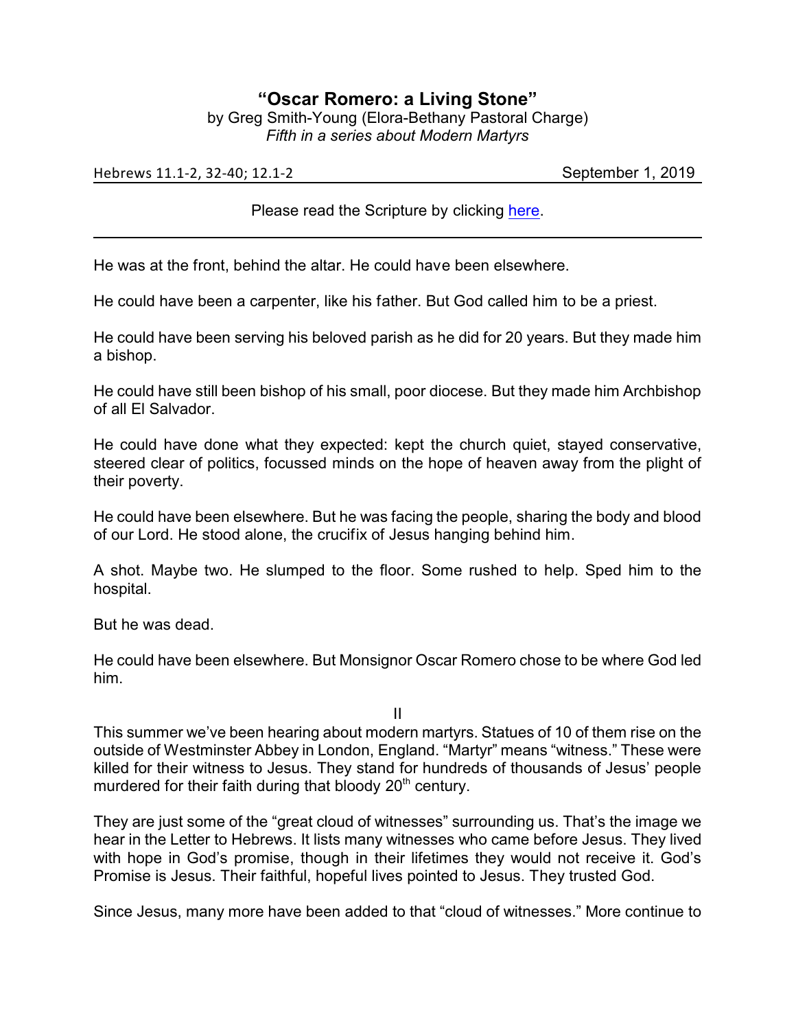# "Oscar Romero: a Living Stone"

by Greg Smith-Young (Elora-Bethany Pastoral Charge)
*Fifth in a series about Modern Martyrs*

Hebrews 11.1-2, 32-40; 12.1-2 September 1, 2019

Please read the Scripture by clicking here.

---

He was at the front, behind the altar. He could have been elsewhere.

He could have been a carpenter, like his father. But God called him to be a priest.

He could have been serving his beloved parish as he did for 20 years. But they made him a bishop.

He could have still been bishop of his small, poor diocese. But they made him Archbishop of all El Salvador.

He could have done what they expected: kept the church quiet, stayed conservative, steered clear of politics, focussed minds on the hope of heaven away from the plight of their poverty.

He could have been elsewhere. But he was facing the people, sharing the body and blood of our Lord. He stood alone, the crucifix of Jesus hanging behind him.

A shot. Maybe two. He slumped to the floor. Some rushed to help. Sped him to the hospital.

But he was dead.

He could have been elsewhere. But Monsignor Oscar Romero chose to be where God led him.

II

This summer we've been hearing about modern martyrs. Statues of 10 of them rise on the outside of Westminster Abbey in London, England. "Martyr" means "witness." These were killed for their witness to Jesus. They stand for hundreds of thousands of Jesus' people murdered for their faith during that bloody 20th century.

They are just some of the "great cloud of witnesses" surrounding us. That's the image we hear in the Letter to Hebrews. It lists many witnesses who came before Jesus. They lived with hope in God's promise, though in their lifetimes they would not receive it. God's Promise is Jesus. Their faithful, hopeful lives pointed to Jesus. They trusted God.

Since Jesus, many more have been added to that "cloud of witnesses." More continue to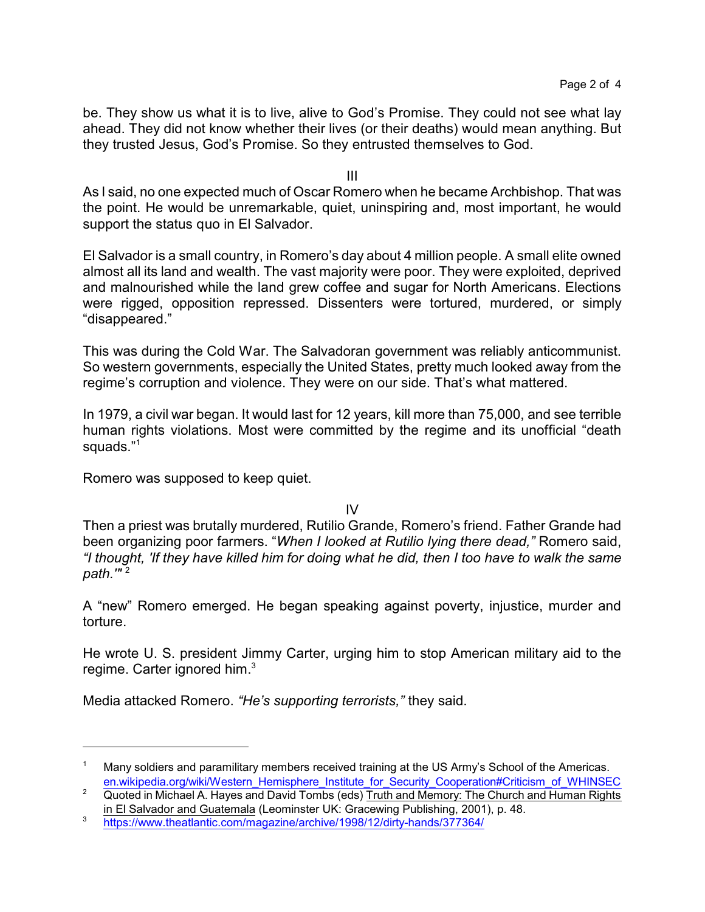be. They show us what it is to live, alive to God's Promise. They could not see what lay ahead. They did not know whether their lives (or their deaths) would mean anything. But they trusted Jesus, God's Promise. So they entrusted themselves to God.

III

As I said, no one expected much of Oscar Romero when he became Archbishop. That was the point. He would be unremarkable, quiet, uninspiring and, most important, he would support the status quo in El Salvador.

El Salvador is a small country, in Romero's day about 4 million people. A small elite owned almost all its land and wealth. The vast majority were poor. They were exploited, deprived and malnourished while the land grew coffee and sugar for North Americans. Elections were rigged, opposition repressed. Dissenters were tortured, murdered, or simply "disappeared."

This was during the Cold War. The Salvadoran government was reliably anticommunist. So western governments, especially the United States, pretty much looked away from the regime's corruption and violence. They were on our side. That's what mattered.

In 1979, a civil war began. It would last for 12 years, kill more than 75,000, and see terrible human rights violations. Most were committed by the regime and its unofficial "death squads."[1]

Romero was supposed to keep quiet.

IV

Then a priest was brutally murdered, Rutilio Grande, Romero's friend. Father Grande had been organizing poor farmers. "*When I looked at Rutilio lying there dead,"* Romero said, *"I thought, 'If they have killed him for doing what he did, then I too have to walk the same path.'"* [2]

A "new" Romero emerged. He began speaking against poverty, injustice, murder and torture.

He wrote U. S. president Jimmy Carter, urging him to stop American military aid to the regime. Carter ignored him.[3]

Media attacked Romero. *"He's supporting terrorists,"* they said.

---

[1] Many soldiers and paramilitary members received training at the US Army's School of the Americas. en.wikipedia.org/wiki/Western_Hemisphere_Institute_for_Security_Cooperation#Criticism_of_WHINSEC

[2] Quoted in Michael A. Hayes and David Tombs (eds) Truth and Memory: The Church and Human Rights in El Salvador and Guatemala (Leominster UK: Gracewing Publishing, 2001), p. 48.

[3] https://www.theatlantic.com/magazine/archive/1998/12/dirty-hands/377364/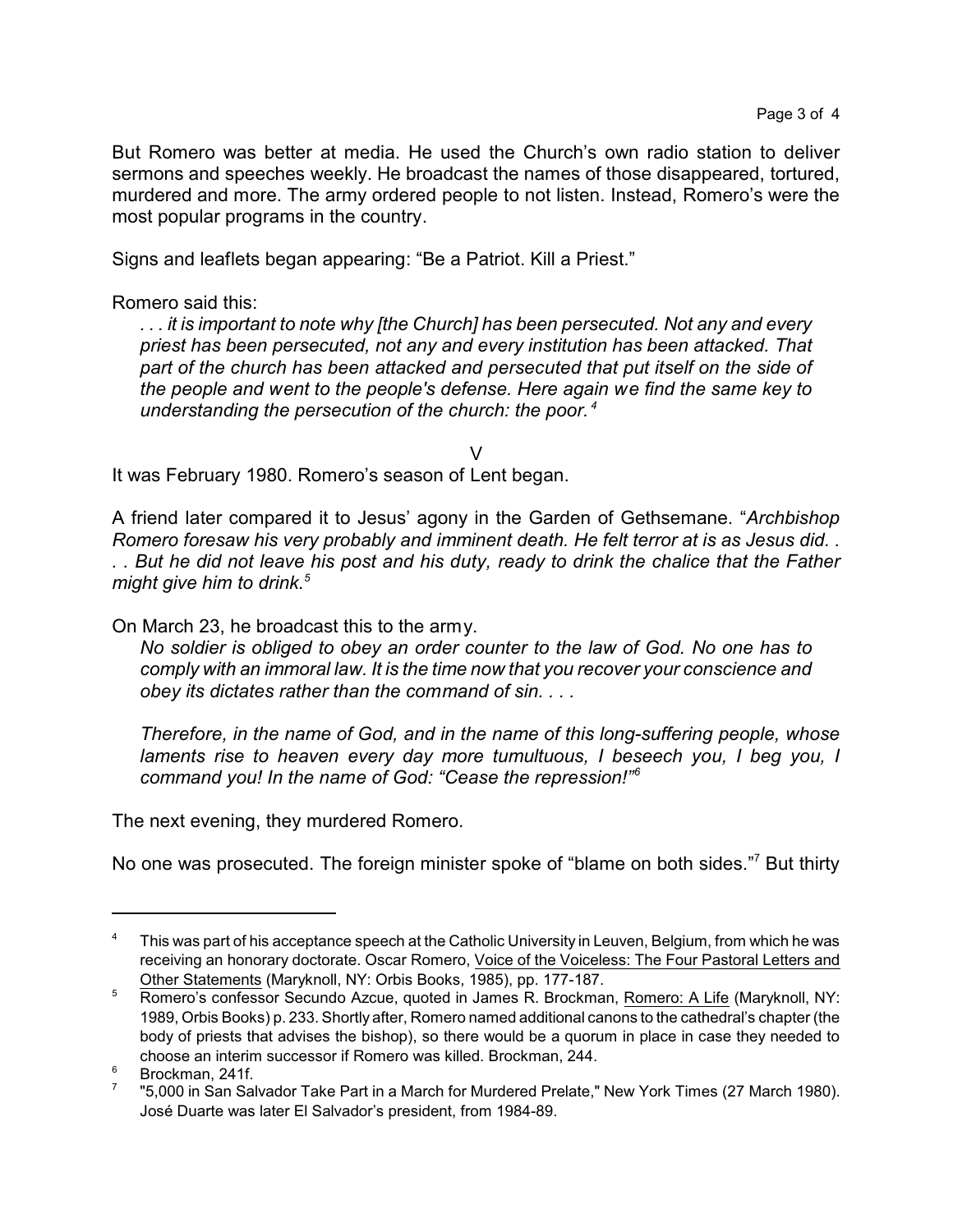But Romero was better at media. He used the Church's own radio station to deliver sermons and speeches weekly. He broadcast the names of those disappeared, tortured, murdered and more. The army ordered people to not listen. Instead, Romero's were the most popular programs in the country.

Signs and leaflets began appearing: "Be a Patriot. Kill a Priest."

Romero said this:

> *. . . it is important to note why [the Church] has been persecuted. Not any and every priest has been persecuted, not any and every institution has been attacked. That part of the church has been attacked and persecuted that put itself on the side of the people and went to the people's defense. Here again we find the same key to understanding the persecution of the church: the poor.*[4]

V

It was February 1980. Romero's season of Lent began.

A friend later compared it to Jesus' agony in the Garden of Gethsemane. "*Archbishop Romero foresaw his very probably and imminent death. He felt terror at is as Jesus did. . . . But he did not leave his post and his duty, ready to drink the chalice that the Father might give him to drink.*[5]

On March 23, he broadcast this to the army.

> *No soldier is obliged to obey an order counter to the law of God. No one has to comply with an immoral law. It is the time now that you recover your conscience and obey its dictates rather than the command of sin. . . .*
>
> *Therefore, in the name of God, and in the name of this long-suffering people, whose laments rise to heaven every day more tumultuous, I beseech you, I beg you, I command you! In the name of God: "Cease the repression!"*[6]

The next evening, they murdered Romero.

No one was prosecuted. The foreign minister spoke of "blame on both sides."[7] But thirty

---

[4] This was part of his acceptance speech at the Catholic University in Leuven, Belgium, from which he was receiving an honorary doctorate. Oscar Romero, Voice of the Voiceless: The Four Pastoral Letters and Other Statements (Maryknoll, NY: Orbis Books, 1985), pp. 177-187.

[5] Romero's confessor Secundo Azcue, quoted in James R. Brockman, Romero: A Life (Maryknoll, NY: 1989, Orbis Books) p. 233. Shortly after, Romero named additional canons to the cathedral's chapter (the body of priests that advises the bishop), so there would be a quorum in place in case they needed to choose an interim successor if Romero was killed. Brockman, 244.

[6] Brockman, 241f.

[7] "5,000 in San Salvador Take Part in a March for Murdered Prelate," New York Times (27 March 1980). José Duarte was later El Salvador's president, from 1984-89.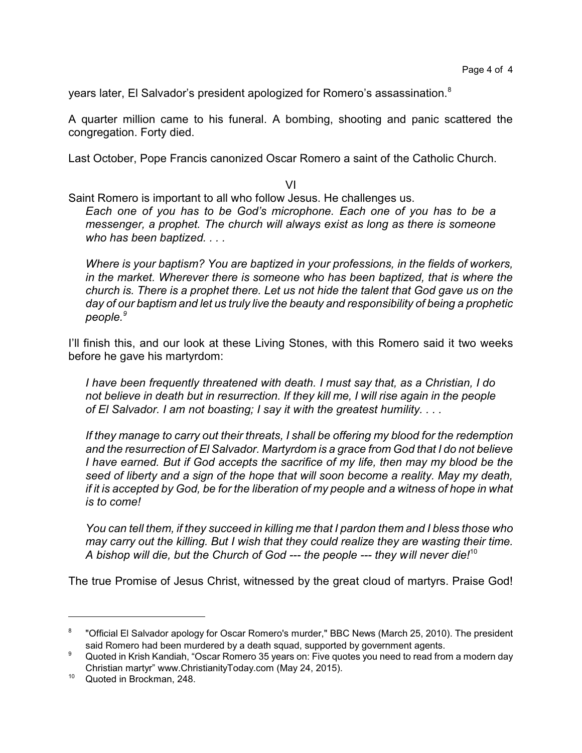years later, El Salvador's president apologized for Romero's assassination.[8]

A quarter million came to his funeral. A bombing, shooting and panic scattered the congregation. Forty died.

Last October, Pope Francis canonized Oscar Romero a saint of the Catholic Church.

VI

Saint Romero is important to all who follow Jesus. He challenges us.

> *Each one of you has to be God's microphone. Each one of you has to be a messenger, a prophet. The church will always exist as long as there is someone who has been baptized. . . .*
>
> *Where is your baptism? You are baptized in your professions, in the fields of workers, in the market. Wherever there is someone who has been baptized, that is where the church is. There is a prophet there. Let us not hide the talent that God gave us on the day of our baptism and let us truly live the beauty and responsibility of being a prophetic people.*[9]

I'll finish this, and our look at these Living Stones, with this Romero said it two weeks before he gave his martyrdom:

> *I have been frequently threatened with death. I must say that, as a Christian, I do not believe in death but in resurrection. If they kill me, I will rise again in the people of El Salvador. I am not boasting; I say it with the greatest humility. . . .*
>
> *If they manage to carry out their threats, I shall be offering my blood for the redemption and the resurrection of El Salvador. Martyrdom is a grace from God that I do not believe I have earned. But if God accepts the sacrifice of my life, then may my blood be the seed of liberty and a sign of the hope that will soon become a reality. May my death, if it is accepted by God, be for the liberation of my people and a witness of hope in what is to come!*
>
> *You can tell them, if they succeed in killing me that I pardon them and I bless those who may carry out the killing. But I wish that they could realize they are wasting their time. A bishop will die, but the Church of God --- the people --- they will never die!*[10]

The true Promise of Jesus Christ, witnessed by the great cloud of martyrs. Praise God!

---

[8] "Official El Salvador apology for Oscar Romero's murder," BBC News (March 25, 2010). The president said Romero had been murdered by a death squad, supported by government agents.

[9] Quoted in Krish Kandiah, "Oscar Romero 35 years on: Five quotes you need to read from a modern day Christian martyr" www.ChristianityToday.com (May 24, 2015).

[10] Quoted in Brockman, 248.